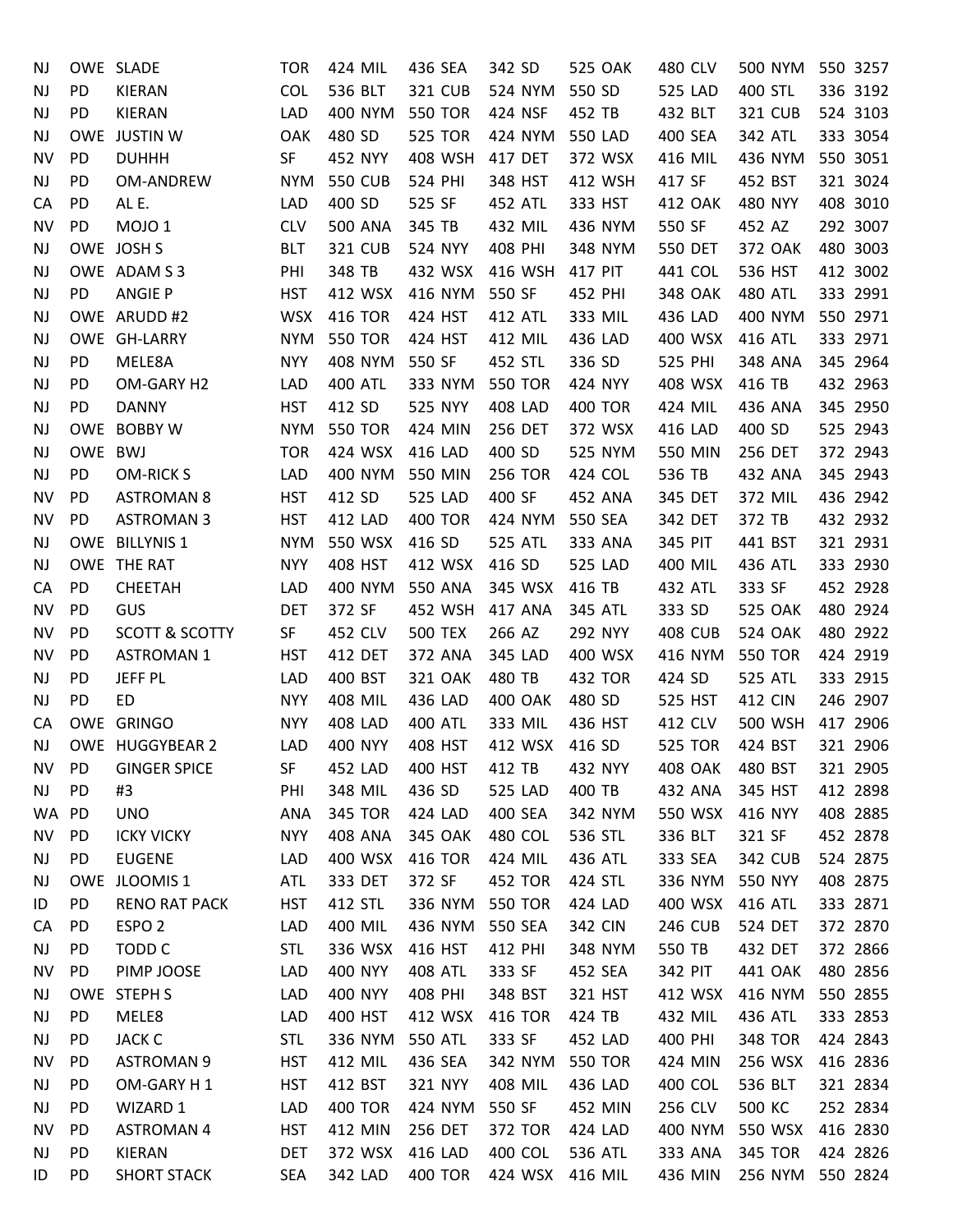| | | | | | | | | | | | | | | | | | |
|---|---|---|---|---|---|---|---|---|---|---|---|---|---|---|---|---|---|
| NJ | OWE | SLADE | TOR | 424 | MIL | 436 | SEA | 342 | SD | 525 | OAK | 480 | CLV | 500 | NYM | 550 | 3257 |
| NJ | PD | KIERAN | COL | 536 | BLT | 321 | CUB | 524 | NYM | 550 | SD | 525 | LAD | 400 | STL | 336 | 3192 |
| NJ | PD | KIERAN | LAD | 400 | NYM | 550 | TOR | 424 | NSF | 452 | TB | 432 | BLT | 321 | CUB | 524 | 3103 |
| NJ | OWE | JUSTIN W | OAK | 480 | SD | 525 | TOR | 424 | NYM | 550 | LAD | 400 | SEA | 342 | ATL | 333 | 3054 |
| NV | PD | DUHHH | SF | 452 | NYY | 408 | WSH | 417 | DET | 372 | WSX | 416 | MIL | 436 | NYM | 550 | 3051 |
| NJ | PD | OM-ANDREW | NYM | 550 | CUB | 524 | PHI | 348 | HST | 412 | WSH | 417 | SF | 452 | BST | 321 | 3024 |
| CA | PD | AL E. | LAD | 400 | SD | 525 | SF | 452 | ATL | 333 | HST | 412 | OAK | 480 | NYY | 408 | 3010 |
| NV | PD | MOJO 1 | CLV | 500 | ANA | 345 | TB | 432 | MIL | 436 | NYM | 550 | SF | 452 | AZ | 292 | 3007 |
| NJ | OWE | JOSH S | BLT | 321 | CUB | 524 | NYY | 408 | PHI | 348 | NYM | 550 | DET | 372 | OAK | 480 | 3003 |
| NJ | OWE | ADAM S 3 | PHI | 348 | TB | 432 | WSX | 416 | WSH | 417 | PIT | 441 | COL | 536 | HST | 412 | 3002 |
| NJ | PD | ANGIE P | HST | 412 | WSX | 416 | NYM | 550 | SF | 452 | PHI | 348 | OAK | 480 | ATL | 333 | 2991 |
| NJ | OWE | ARUDD #2 | WSX | 416 | TOR | 424 | HST | 412 | ATL | 333 | MIL | 436 | LAD | 400 | NYM | 550 | 2971 |
| NJ | OWE | GH-LARRY | NYM | 550 | TOR | 424 | HST | 412 | MIL | 436 | LAD | 400 | WSX | 416 | ATL | 333 | 2971 |
| NJ | PD | MELE8A | NYY | 408 | NYM | 550 | SF | 452 | STL | 336 | SD | 525 | PHI | 348 | ANA | 345 | 2964 |
| NJ | PD | OM-GARY H2 | LAD | 400 | ATL | 333 | NYM | 550 | TOR | 424 | NYY | 408 | WSX | 416 | TB | 432 | 2963 |
| NJ | PD | DANNY | HST | 412 | SD | 525 | NYY | 408 | LAD | 400 | TOR | 424 | MIL | 436 | ANA | 345 | 2950 |
| NJ | OWE | BOBBY W | NYM | 550 | TOR | 424 | MIN | 256 | DET | 372 | WSX | 416 | LAD | 400 | SD | 525 | 2943 |
| NJ | OWE | BWJ | TOR | 424 | WSX | 416 | LAD | 400 | SD | 525 | NYM | 550 | MIN | 256 | DET | 372 | 2943 |
| NJ | PD | OM-RICK S | LAD | 400 | NYM | 550 | MIN | 256 | TOR | 424 | COL | 536 | TB | 432 | ANA | 345 | 2943 |
| NV | PD | ASTROMAN 8 | HST | 412 | SD | 525 | LAD | 400 | SF | 452 | ANA | 345 | DET | 372 | MIL | 436 | 2942 |
| NV | PD | ASTROMAN 3 | HST | 412 | LAD | 400 | TOR | 424 | NYM | 550 | SEA | 342 | DET | 372 | TB | 432 | 2932 |
| NJ | OWE | BILLYNIS 1 | NYM | 550 | WSX | 416 | SD | 525 | ATL | 333 | ANA | 345 | PIT | 441 | BST | 321 | 2931 |
| NJ | OWE | THE RAT | NYY | 408 | HST | 412 | WSX | 416 | SD | 525 | LAD | 400 | MIL | 436 | ATL | 333 | 2930 |
| CA | PD | CHEETAH | LAD | 400 | NYM | 550 | ANA | 345 | WSX | 416 | TB | 432 | ATL | 333 | SF | 452 | 2928 |
| NV | PD | GUS | DET | 372 | SF | 452 | WSH | 417 | ANA | 345 | ATL | 333 | SD | 525 | OAK | 480 | 2924 |
| NV | PD | SCOTT & SCOTTY | SF | 452 | CLV | 500 | TEX | 266 | AZ | 292 | NYY | 408 | CUB | 524 | OAK | 480 | 2922 |
| NV | PD | ASTROMAN 1 | HST | 412 | DET | 372 | ANA | 345 | LAD | 400 | WSX | 416 | NYM | 550 | TOR | 424 | 2919 |
| NJ | PD | JEFF PL | LAD | 400 | BST | 321 | OAK | 480 | TB | 432 | TOR | 424 | SD | 525 | ATL | 333 | 2915 |
| NJ | PD | ED | NYY | 408 | MIL | 436 | LAD | 400 | OAK | 480 | SD | 525 | HST | 412 | CIN | 246 | 2907 |
| CA | OWE | GRINGO | NYY | 408 | LAD | 400 | ATL | 333 | MIL | 436 | HST | 412 | CLV | 500 | WSH | 417 | 2906 |
| NJ | OWE | HUGGYBEAR 2 | LAD | 400 | NYY | 408 | HST | 412 | WSX | 416 | SD | 525 | TOR | 424 | BST | 321 | 2906 |
| NV | PD | GINGER SPICE | SF | 452 | LAD | 400 | HST | 412 | TB | 432 | NYY | 408 | OAK | 480 | BST | 321 | 2905 |
| NJ | PD | #3 | PHI | 348 | MIL | 436 | SD | 525 | LAD | 400 | TB | 432 | ANA | 345 | HST | 412 | 2898 |
| WA | PD | UNO | ANA | 345 | TOR | 424 | LAD | 400 | SEA | 342 | NYM | 550 | WSX | 416 | NYY | 408 | 2885 |
| NV | PD | ICKY VICKY | NYY | 408 | ANA | 345 | OAK | 480 | COL | 536 | STL | 336 | BLT | 321 | SF | 452 | 2878 |
| NJ | PD | EUGENE | LAD | 400 | WSX | 416 | TOR | 424 | MIL | 436 | ATL | 333 | SEA | 342 | CUB | 524 | 2875 |
| NJ | OWE | JLOOMIS 1 | ATL | 333 | DET | 372 | SF | 452 | TOR | 424 | STL | 336 | NYM | 550 | NYY | 408 | 2875 |
| ID | PD | RENO RAT PACK | HST | 412 | STL | 336 | NYM | 550 | TOR | 424 | LAD | 400 | WSX | 416 | ATL | 333 | 2871 |
| CA | PD | ESPO 2 | LAD | 400 | MIL | 436 | NYM | 550 | SEA | 342 | CIN | 246 | CUB | 524 | DET | 372 | 2870 |
| NJ | PD | TODD C | STL | 336 | WSX | 416 | HST | 412 | PHI | 348 | NYM | 550 | TB | 432 | DET | 372 | 2866 |
| NV | PD | PIMP JOOSE | LAD | 400 | NYY | 408 | ATL | 333 | SF | 452 | SEA | 342 | PIT | 441 | OAK | 480 | 2856 |
| NJ | OWE | STEPH S | LAD | 400 | NYY | 408 | PHI | 348 | BST | 321 | HST | 412 | WSX | 416 | NYM | 550 | 2855 |
| NJ | PD | MELE8 | LAD | 400 | HST | 412 | WSX | 416 | TOR | 424 | TB | 432 | MIL | 436 | ATL | 333 | 2853 |
| NJ | PD | JACK C | STL | 336 | NYM | 550 | ATL | 333 | SF | 452 | LAD | 400 | PHI | 348 | TOR | 424 | 2843 |
| NV | PD | ASTROMAN 9 | HST | 412 | MIL | 436 | SEA | 342 | NYM | 550 | TOR | 424 | MIN | 256 | WSX | 416 | 2836 |
| NJ | PD | OM-GARY H 1 | HST | 412 | BST | 321 | NYY | 408 | MIL | 436 | LAD | 400 | COL | 536 | BLT | 321 | 2834 |
| NJ | PD | WIZARD 1 | LAD | 400 | TOR | 424 | NYM | 550 | SF | 452 | MIN | 256 | CLV | 500 | KC | 252 | 2834 |
| NV | PD | ASTROMAN 4 | HST | 412 | MIN | 256 | DET | 372 | TOR | 424 | LAD | 400 | NYM | 550 | WSX | 416 | 2830 |
| NJ | PD | KIERAN | DET | 372 | WSX | 416 | LAD | 400 | COL | 536 | ATL | 333 | ANA | 345 | TOR | 424 | 2826 |
| ID | PD | SHORT STACK | SEA | 342 | LAD | 400 | TOR | 424 | WSX | 416 | MIL | 436 | MIN | 256 | NYM | 550 | 2824 |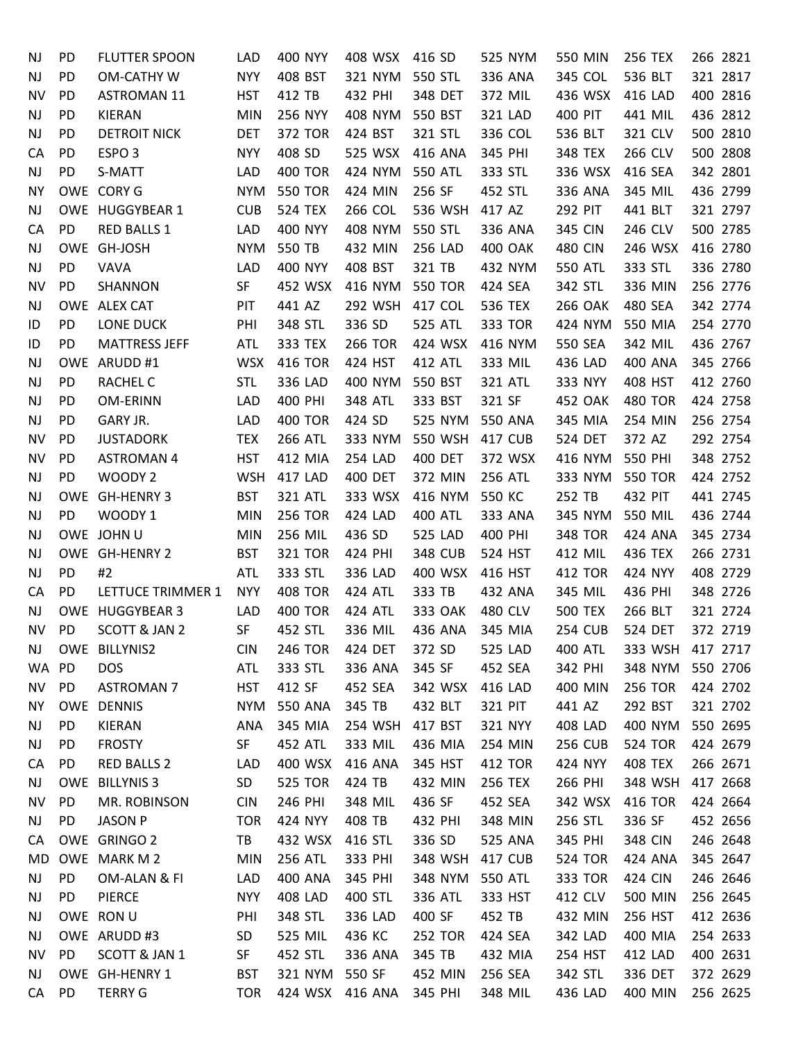| | | | | | | | | | | | | | | | | | | | |
|---|---|---|---|---|---|---|---|---|---|---|---|---|---|---|---|---|---|---|---|
| NJ | PD | FLUTTER SPOON | LAD | 400 | NYY | 408 | WSX | 416 | SD | 525 | NYM | 550 | MIN | 256 | TEX | 266 | 2821 |
| NJ | PD | OM-CATHY W | NYY | 408 | BST | 321 | NYM | 550 | STL | 336 | ANA | 345 | COL | 536 | BLT | 321 | 2817 |
| NV | PD | ASTROMAN 11 | HST | 412 | TB | 432 | PHI | 348 | DET | 372 | MIL | 436 | WSX | 416 | LAD | 400 | 2816 |
| NJ | PD | KIERAN | MIN | 256 | NYY | 408 | NYM | 550 | BST | 321 | LAD | 400 | PIT | 441 | MIL | 436 | 2812 |
| NJ | PD | DETROIT NICK | DET | 372 | TOR | 424 | BST | 321 | STL | 336 | COL | 536 | BLT | 321 | CLV | 500 | 2810 |
| CA | PD | ESPO 3 | NYY | 408 | SD | 525 | WSX | 416 | ANA | 345 | PHI | 348 | TEX | 266 | CLV | 500 | 2808 |
| NJ | PD | S-MATT | LAD | 400 | TOR | 424 | NYM | 550 | ATL | 333 | STL | 336 | WSX | 416 | SEA | 342 | 2801 |
| NY | OWE | CORY G | NYM | 550 | TOR | 424 | MIN | 256 | SF | 452 | STL | 336 | ANA | 345 | MIL | 436 | 2799 |
| NJ | OWE | HUGGYBEAR 1 | CUB | 524 | TEX | 266 | COL | 536 | WSH | 417 | AZ | 292 | PIT | 441 | BLT | 321 | 2797 |
| CA | PD | RED BALLS 1 | LAD | 400 | NYY | 408 | NYM | 550 | STL | 336 | ANA | 345 | CIN | 246 | CLV | 500 | 2785 |
| NJ | OWE | GH-JOSH | NYM | 550 | TB | 432 | MIN | 256 | LAD | 400 | OAK | 480 | CIN | 246 | WSX | 416 | 2780 |
| NJ | PD | VAVA | LAD | 400 | NYY | 408 | BST | 321 | TB | 432 | NYM | 550 | ATL | 333 | STL | 336 | 2780 |
| NV | PD | SHANNON | SF | 452 | WSX | 416 | NYM | 550 | TOR | 424 | SEA | 342 | STL | 336 | MIN | 256 | 2776 |
| NJ | OWE | ALEX CAT | PIT | 441 | AZ | 292 | WSH | 417 | COL | 536 | TEX | 266 | OAK | 480 | SEA | 342 | 2774 |
| ID | PD | LONE DUCK | PHI | 348 | STL | 336 | SD | 525 | ATL | 333 | TOR | 424 | NYM | 550 | MIA | 254 | 2770 |
| ID | PD | MATTRESS JEFF | ATL | 333 | TEX | 266 | TOR | 424 | WSX | 416 | NYM | 550 | SEA | 342 | MIL | 436 | 2767 |
| NJ | OWE | ARUDD #1 | WSX | 416 | TOR | 424 | HST | 412 | ATL | 333 | MIL | 436 | LAD | 400 | ANA | 345 | 2766 |
| NJ | PD | RACHEL C | STL | 336 | LAD | 400 | NYM | 550 | BST | 321 | ATL | 333 | NYY | 408 | HST | 412 | 2760 |
| NJ | PD | OM-ERINN | LAD | 400 | PHI | 348 | ATL | 333 | BST | 321 | SF | 452 | OAK | 480 | TOR | 424 | 2758 |
| NJ | PD | GARY JR. | LAD | 400 | TOR | 424 | SD | 525 | NYM | 550 | ANA | 345 | MIA | 254 | MIN | 256 | 2754 |
| NV | PD | JUSTADORK | TEX | 266 | ATL | 333 | NYM | 550 | WSH | 417 | CUB | 524 | DET | 372 | AZ | 292 | 2754 |
| NV | PD | ASTROMAN 4 | HST | 412 | MIA | 254 | LAD | 400 | DET | 372 | WSX | 416 | NYM | 550 | PHI | 348 | 2752 |
| NJ | PD | WOODY 2 | WSH | 417 | LAD | 400 | DET | 372 | MIN | 256 | ATL | 333 | NYM | 550 | TOR | 424 | 2752 |
| NJ | OWE | GH-HENRY 3 | BST | 321 | ATL | 333 | WSX | 416 | NYM | 550 | KC | 252 | TB | 432 | PIT | 441 | 2745 |
| NJ | PD | WOODY 1 | MIN | 256 | TOR | 424 | LAD | 400 | ATL | 333 | ANA | 345 | NYM | 550 | MIL | 436 | 2744 |
| NJ | OWE | JOHN U | MIN | 256 | MIL | 436 | SD | 525 | LAD | 400 | PHI | 348 | TOR | 424 | ANA | 345 | 2734 |
| NJ | OWE | GH-HENRY 2 | BST | 321 | TOR | 424 | PHI | 348 | CUB | 524 | HST | 412 | MIL | 436 | TEX | 266 | 2731 |
| NJ | PD | #2 | ATL | 333 | STL | 336 | LAD | 400 | WSX | 416 | HST | 412 | TOR | 424 | NYY | 408 | 2729 |
| CA | PD | LETTUCE TRIMMER 1 | NYY | 408 | TOR | 424 | ATL | 333 | TB | 432 | ANA | 345 | MIL | 436 | PHI | 348 | 2726 |
| NJ | OWE | HUGGYBEAR 3 | LAD | 400 | TOR | 424 | ATL | 333 | OAK | 480 | CLV | 500 | TEX | 266 | BLT | 321 | 2724 |
| NV | PD | SCOTT & JAN 2 | SF | 452 | STL | 336 | MIL | 436 | ANA | 345 | MIA | 254 | CUB | 524 | DET | 372 | 2719 |
| NJ | OWE | BILLYNIS2 | CIN | 246 | TOR | 424 | DET | 372 | SD | 525 | LAD | 400 | ATL | 333 | WSH | 417 | 2717 |
| WA | PD | DOS | ATL | 333 | STL | 336 | ANA | 345 | SF | 452 | SEA | 342 | PHI | 348 | NYM | 550 | 2706 |
| NV | PD | ASTROMAN 7 | HST | 412 | SF | 452 | SEA | 342 | WSX | 416 | LAD | 400 | MIN | 256 | TOR | 424 | 2702 |
| NY | OWE | DENNIS | NYM | 550 | ANA | 345 | TB | 432 | BLT | 321 | PIT | 441 | AZ | 292 | BST | 321 | 2702 |
| NJ | PD | KIERAN | ANA | 345 | MIA | 254 | WSH | 417 | BST | 321 | NYY | 408 | LAD | 400 | NYM | 550 | 2695 |
| NJ | PD | FROSTY | SF | 452 | ATL | 333 | MIL | 436 | MIA | 254 | MIN | 256 | CUB | 524 | TOR | 424 | 2679 |
| CA | PD | RED BALLS 2 | LAD | 400 | WSX | 416 | ANA | 345 | HST | 412 | TOR | 424 | NYY | 408 | TEX | 266 | 2671 |
| NJ | OWE | BILLYNIS 3 | SD | 525 | TOR | 424 | TB | 432 | MIN | 256 | TEX | 266 | PHI | 348 | WSH | 417 | 2668 |
| NV | PD | MR. ROBINSON | CIN | 246 | PHI | 348 | MIL | 436 | SF | 452 | SEA | 342 | WSX | 416 | TOR | 424 | 2664 |
| NJ | PD | JASON P | TOR | 424 | NYY | 408 | TB | 432 | PHI | 348 | MIN | 256 | STL | 336 | SF | 452 | 2656 |
| CA | OWE | GRINGO 2 | TB | 432 | WSX | 416 | STL | 336 | SD | 525 | ANA | 345 | PHI | 348 | CIN | 246 | 2648 |
| MD | OWE | MARK M 2 | MIN | 256 | ATL | 333 | PHI | 348 | WSH | 417 | CUB | 524 | TOR | 424 | ANA | 345 | 2647 |
| NJ | PD | OM-ALAN & FI | LAD | 400 | ANA | 345 | PHI | 348 | NYM | 550 | ATL | 333 | TOR | 424 | CIN | 246 | 2646 |
| NJ | PD | PIERCE | NYY | 408 | LAD | 400 | STL | 336 | ATL | 333 | HST | 412 | CLV | 500 | MIN | 256 | 2645 |
| NJ | OWE | RON U | PHI | 348 | STL | 336 | LAD | 400 | SF | 452 | TB | 432 | MIN | 256 | HST | 412 | 2636 |
| NJ | OWE | ARUDD #3 | SD | 525 | MIL | 436 | KC | 252 | TOR | 424 | SEA | 342 | LAD | 400 | MIA | 254 | 2633 |
| NV | PD | SCOTT & JAN 1 | SF | 452 | STL | 336 | ANA | 345 | TB | 432 | MIA | 254 | HST | 412 | LAD | 400 | 2631 |
| NJ | OWE | GH-HENRY 1 | BST | 321 | NYM | 550 | SF | 452 | MIN | 256 | SEA | 342 | STL | 336 | DET | 372 | 2629 |
| CA | PD | TERRY G | TOR | 424 | WSX | 416 | ANA | 345 | PHI | 348 | MIL | 436 | LAD | 400 | MIN | 256 | 2625 |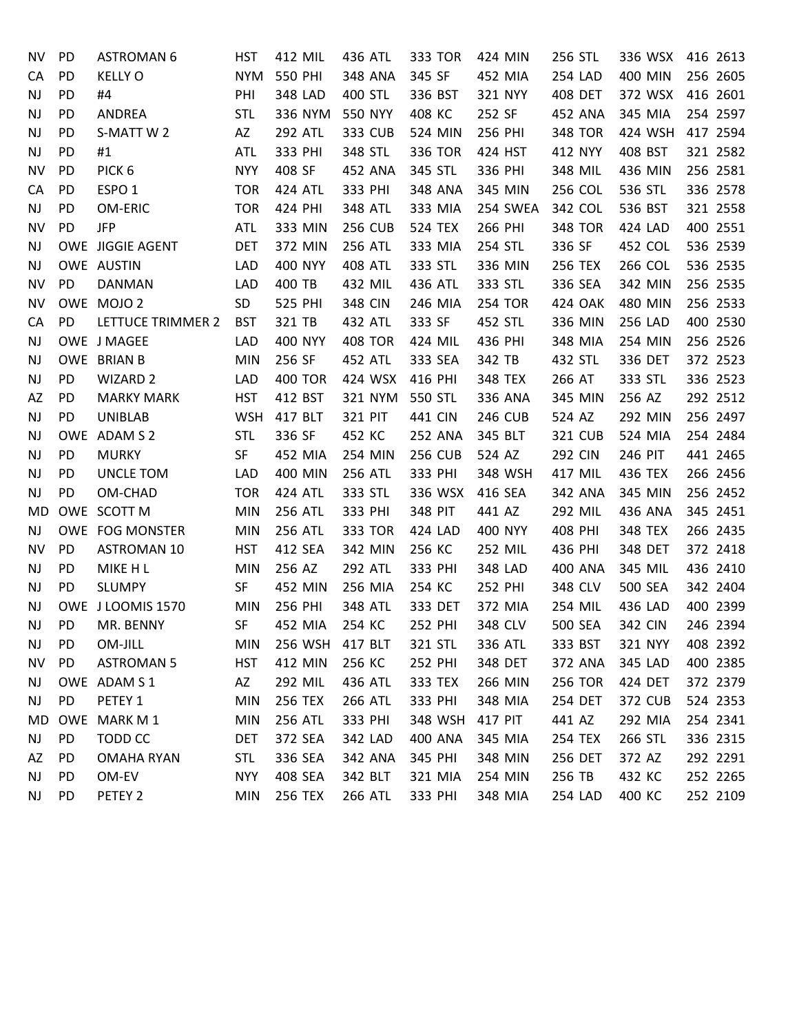| | | | | | | | | | | | | | | | | | |
|---|---|---|---|---|---|---|---|---|---|---|---|---|---|---|---|---|---|
| NV | PD | ASTROMAN 6 | HST | 412 | MIL | 436 | ATL | 333 | TOR | 424 | MIN | 256 | STL | 336 | WSX | 416 | 2613 |
| CA | PD | KELLY O | NYM | 550 | PHI | 348 | ANA | 345 | SF | 452 | MIA | 254 | LAD | 400 | MIN | 256 | 2605 |
| NJ | PD | #4 | PHI | 348 | LAD | 400 | STL | 336 | BST | 321 | NYY | 408 | DET | 372 | WSX | 416 | 2601 |
| NJ | PD | ANDREA | STL | 336 | NYM | 550 | NYY | 408 | KC | 252 | SF | 452 | ANA | 345 | MIA | 254 | 2597 |
| NJ | PD | S-MATT W 2 | AZ | 292 | ATL | 333 | CUB | 524 | MIN | 256 | PHI | 348 | TOR | 424 | WSH | 417 | 2594 |
| NJ | PD | #1 | ATL | 333 | PHI | 348 | STL | 336 | TOR | 424 | HST | 412 | NYY | 408 | BST | 321 | 2582 |
| NV | PD | PICK 6 | NYY | 408 | SF | 452 | ANA | 345 | STL | 336 | PHI | 348 | MIL | 436 | MIN | 256 | 2581 |
| CA | PD | ESPO 1 | TOR | 424 | ATL | 333 | PHI | 348 | ANA | 345 | MIN | 256 | COL | 536 | STL | 336 | 2578 |
| NJ | PD | OM-ERIC | TOR | 424 | PHI | 348 | ATL | 333 | MIA | 254 | SWEA | 342 | COL | 536 | BST | 321 | 2558 |
| NV | PD | JFP | ATL | 333 | MIN | 256 | CUB | 524 | TEX | 266 | PHI | 348 | TOR | 424 | LAD | 400 | 2551 |
| NJ | OWE | JIGGIE AGENT | DET | 372 | MIN | 256 | ATL | 333 | MIA | 254 | STL | 336 | SF | 452 | COL | 536 | 2539 |
| NJ | OWE | AUSTIN | LAD | 400 | NYY | 408 | ATL | 333 | STL | 336 | MIN | 256 | TEX | 266 | COL | 536 | 2535 |
| NV | PD | DANMAN | LAD | 400 | TB | 432 | MIL | 436 | ATL | 333 | STL | 336 | SEA | 342 | MIN | 256 | 2535 |
| NV | OWE | MOJO 2 | SD | 525 | PHI | 348 | CIN | 246 | MIA | 254 | TOR | 424 | OAK | 480 | MIN | 256 | 2533 |
| CA | PD | LETTUCE TRIMMER 2 | BST | 321 | TB | 432 | ATL | 333 | SF | 452 | STL | 336 | MIN | 256 | LAD | 400 | 2530 |
| NJ | OWE | J MAGEE | LAD | 400 | NYY | 408 | TOR | 424 | MIL | 436 | PHI | 348 | MIA | 254 | MIN | 256 | 2526 |
| NJ | OWE | BRIAN B | MIN | 256 | SF | 452 | ATL | 333 | SEA | 342 | TB | 432 | STL | 336 | DET | 372 | 2523 |
| NJ | PD | WIZARD 2 | LAD | 400 | TOR | 424 | WSX | 416 | PHI | 348 | TEX | 266 | AT | 333 | STL | 336 | 2523 |
| AZ | PD | MARKY MARK | HST | 412 | BST | 321 | NYM | 550 | STL | 336 | ANA | 345 | MIN | 256 | AZ | 292 | 2512 |
| NJ | PD | UNIBLAB | WSH | 417 | BLT | 321 | PIT | 441 | CIN | 246 | CUB | 524 | AZ | 292 | MIN | 256 | 2497 |
| NJ | OWE | ADAM S 2 | STL | 336 | SF | 452 | KC | 252 | ANA | 345 | BLT | 321 | CUB | 524 | MIA | 254 | 2484 |
| NJ | PD | MURKY | SF | 452 | MIA | 254 | MIN | 256 | CUB | 524 | AZ | 292 | CIN | 246 | PIT | 441 | 2465 |
| NJ | PD | UNCLE TOM | LAD | 400 | MIN | 256 | ATL | 333 | PHI | 348 | WSH | 417 | MIL | 436 | TEX | 266 | 2456 |
| NJ | PD | OM-CHAD | TOR | 424 | ATL | 333 | STL | 336 | WSX | 416 | SEA | 342 | ANA | 345 | MIN | 256 | 2452 |
| MD | OWE | SCOTT M | MIN | 256 | ATL | 333 | PHI | 348 | PIT | 441 | AZ | 292 | MIL | 436 | ANA | 345 | 2451 |
| NJ | OWE | FOG MONSTER | MIN | 256 | ATL | 333 | TOR | 424 | LAD | 400 | NYY | 408 | PHI | 348 | TEX | 266 | 2435 |
| NV | PD | ASTROMAN 10 | HST | 412 | SEA | 342 | MIN | 256 | KC | 252 | MIL | 436 | PHI | 348 | DET | 372 | 2418 |
| NJ | PD | MIKE H L | MIN | 256 | AZ | 292 | ATL | 333 | PHI | 348 | LAD | 400 | ANA | 345 | MIL | 436 | 2410 |
| NJ | PD | SLUMPY | SF | 452 | MIN | 256 | MIA | 254 | KC | 252 | PHI | 348 | CLV | 500 | SEA | 342 | 2404 |
| NJ | OWE | J LOOMIS 1570 | MIN | 256 | PHI | 348 | ATL | 333 | DET | 372 | MIA | 254 | MIL | 436 | LAD | 400 | 2399 |
| NJ | PD | MR. BENNY | SF | 452 | MIA | 254 | KC | 252 | PHI | 348 | CLV | 500 | SEA | 342 | CIN | 246 | 2394 |
| NJ | PD | OM-JILL | MIN | 256 | WSH | 417 | BLT | 321 | STL | 336 | ATL | 333 | BST | 321 | NYY | 408 | 2392 |
| NV | PD | ASTROMAN 5 | HST | 412 | MIN | 256 | KC | 252 | PHI | 348 | DET | 372 | ANA | 345 | LAD | 400 | 2385 |
| NJ | OWE | ADAM S 1 | AZ | 292 | MIL | 436 | ATL | 333 | TEX | 266 | MIN | 256 | TOR | 424 | DET | 372 | 2379 |
| NJ | PD | PETEY 1 | MIN | 256 | TEX | 266 | ATL | 333 | PHI | 348 | MIA | 254 | DET | 372 | CUB | 524 | 2353 |
| MD | OWE | MARK M 1 | MIN | 256 | ATL | 333 | PHI | 348 | WSH | 417 | PIT | 441 | AZ | 292 | MIA | 254 | 2341 |
| NJ | PD | TODD CC | DET | 372 | SEA | 342 | LAD | 400 | ANA | 345 | MIA | 254 | TEX | 266 | STL | 336 | 2315 |
| AZ | PD | OMAHA RYAN | STL | 336 | SEA | 342 | ANA | 345 | PHI | 348 | MIN | 256 | DET | 372 | AZ | 292 | 2291 |
| NJ | PD | OM-EV | NYY | 408 | SEA | 342 | BLT | 321 | MIA | 254 | MIN | 256 | TB | 432 | KC | 252 | 2265 |
| NJ | PD | PETEY 2 | MIN | 256 | TEX | 266 | ATL | 333 | PHI | 348 | MIA | 254 | LAD | 400 | KC | 252 | 2109 |